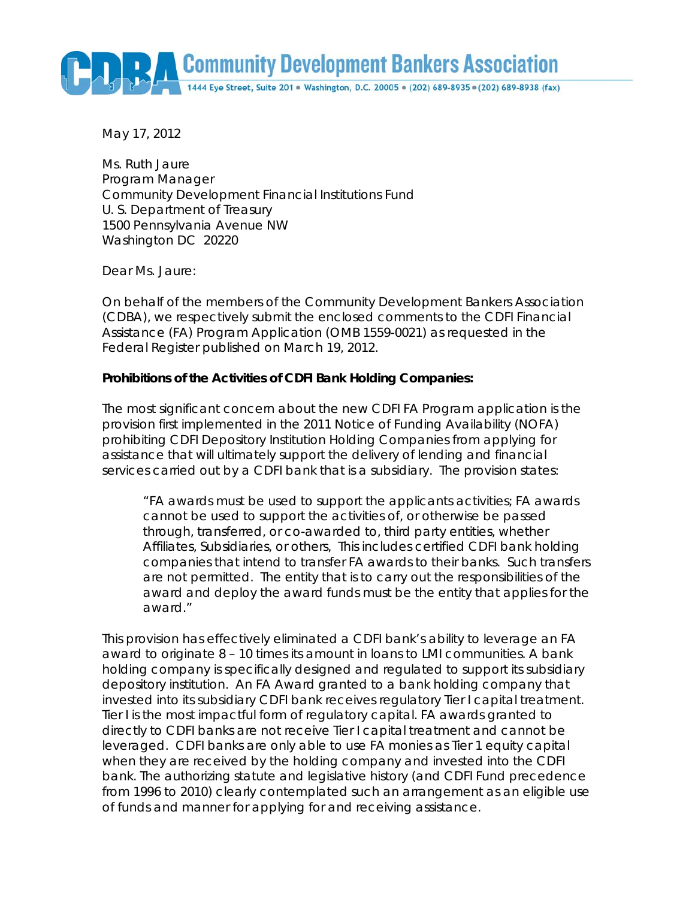**Community Development Bankers Association**

1444 Eye Street, Suite 201 • Washington, D.C. 20005 • (202) 689-8935 • (202) 689-8938 (fax)

May 17, 2012

Ms. Ruth Jaure
Program Manager
Community Development Financial Institutions Fund
U. S. Department of Treasury
1500 Pennsylvania Avenue NW
Washington DC 20220

Dear Ms. Jaure:

On behalf of the members of the Community Development Bankers Association (CDBA), we respectively submit the enclosed comments to the CDFI Financial Assistance (FA) Program Application (OMB 1559-0021) as requested in the Federal Register published on March 19, 2012.

**Prohibitions of the Activities of CDFI Bank Holding Companies:**

The most significant concern about the new CDFI FA Program application is the provision first implemented in the 2011 Notice of Funding Availability (NOFA) prohibiting CDFI Depository Institution Holding Companies from applying for assistance that will ultimately support the delivery of lending and financial services carried out by a CDFI bank that is a subsidiary. The provision states:

> "FA awards must be used to support the applicants activities; FA awards cannot be used to support the activities of, or otherwise be passed through, transferred, or co-awarded to, third party entities, whether Affiliates, Subsidiaries, or others, This includes certified CDFI bank holding companies that intend to transfer FA awards to their banks. Such transfers are not permitted. The entity that is to carry out the responsibilities of the award and deploy the award funds must be the entity that applies for the award."

This provision has effectively eliminated a CDFI bank's ability to leverage an FA award to originate 8 – 10 times its amount in loans to LMI communities. A bank holding company is specifically designed and regulated to support its subsidiary depository institution. An FA Award granted to a bank holding company that invested into its subsidiary CDFI bank receives regulatory Tier I capital treatment. Tier I is the most impactful form of regulatory capital. FA awards granted to directly to CDFI banks are not receive Tier I capital treatment and cannot be leveraged. CDFI banks are only able to use FA monies as Tier 1 equity capital when they are received by the holding company and invested into the CDFI bank. The authorizing statute and legislative history (and CDFI Fund precedence from 1996 to 2010) clearly contemplated such an arrangement as an eligible use of funds and manner for applying for and receiving assistance.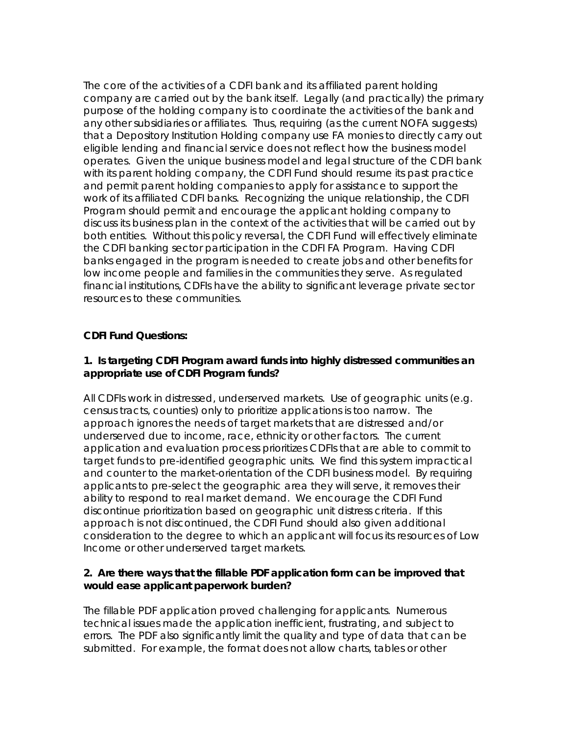The core of the activities of a CDFI bank and its affiliated parent holding company are carried out by the bank itself. Legally (and practically) the primary purpose of the holding company is to coordinate the activities of the bank and any other subsidiaries or affiliates. Thus, requiring (as the current NOFA suggests) that a Depository Institution Holding company use FA monies to directly carry out eligible lending and financial service does not reflect how the business model operates. Given the unique business model and legal structure of the CDFI bank with its parent holding company, the CDFI Fund should resume its past practice and permit parent holding companies to apply for assistance to support the work of its affiliated CDFI banks. Recognizing the unique relationship, the CDFI Program should permit and encourage the applicant holding company to discuss its business plan in the context of the activities that will be carried out by both entities. Without this policy reversal, the CDFI Fund will effectively eliminate the CDFI banking sector participation in the CDFI FA Program. Having CDFI banks engaged in the program is needed to create jobs and other benefits for low income people and families in the communities they serve. As regulated financial institutions, CDFIs have the ability to significant leverage private sector resources to these communities.

**CDFI Fund Questions:**

**1. Is targeting CDFI Program award funds into highly distressed communities an appropriate use of CDFI Program funds?**

All CDFIs work in distressed, underserved markets. Use of geographic units (e.g. census tracts, counties) only to prioritize applications is too narrow. The approach ignores the needs of target markets that are distressed and/or underserved due to income, race, ethnicity or other factors. The current application and evaluation process prioritizes CDFIs that are able to commit to target funds to pre-identified geographic units. We find this system impractical and counter to the market-orientation of the CDFI business model. By requiring applicants to pre-select the geographic area they will serve, it removes their ability to respond to real market demand. We encourage the CDFI Fund discontinue prioritization based on geographic unit distress criteria. If this approach is not discontinued, the CDFI Fund should also given additional consideration to the degree to which an applicant will focus its resources of Low Income or other underserved target markets.

**2. Are there ways that the fillable PDF application form can be improved that would ease applicant paperwork burden?**

The fillable PDF application proved challenging for applicants. Numerous technical issues made the application inefficient, frustrating, and subject to errors. The PDF also significantly limit the quality and type of data that can be submitted. For example, the format does not allow charts, tables or other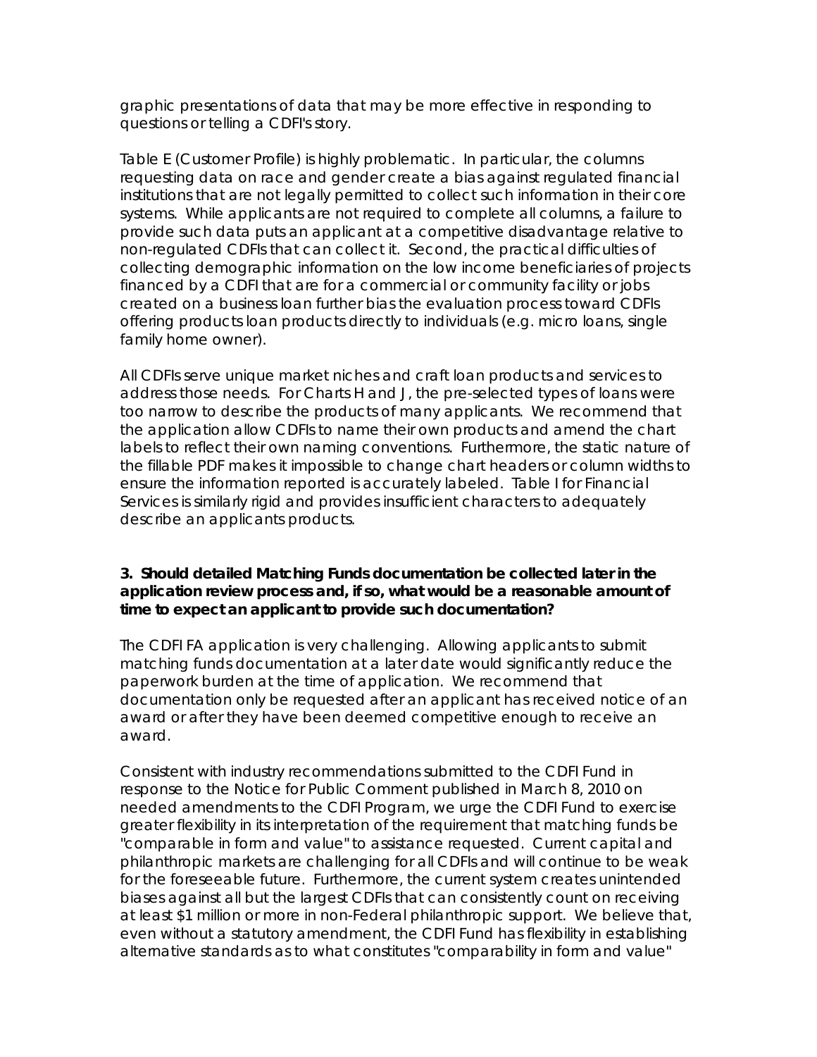graphic presentations of data that may be more effective in responding to questions or telling a CDFI's story.

Table E (Customer Profile) is highly problematic. In particular, the columns requesting data on race and gender create a bias against regulated financial institutions that are not legally permitted to collect such information in their core systems. While applicants are not required to complete all columns, a failure to provide such data puts an applicant at a competitive disadvantage relative to non-regulated CDFIs that can collect it. Second, the practical difficulties of collecting demographic information on the low income beneficiaries of projects financed by a CDFI that are for a commercial or community facility or jobs created on a business loan further bias the evaluation process toward CDFIs offering products loan products directly to individuals (e.g. micro loans, single family home owner).

All CDFIs serve unique market niches and craft loan products and services to address those needs. For Charts H and J, the pre-selected types of loans were too narrow to describe the products of many applicants. We recommend that the application allow CDFIs to name their own products and amend the chart labels to reflect their own naming conventions. Furthermore, the static nature of the fillable PDF makes it impossible to change chart headers or column widths to ensure the information reported is accurately labeled. Table I for Financial Services is similarly rigid and provides insufficient characters to adequately describe an applicants products.

**3. Should detailed Matching Funds documentation be collected later in the application review process and, if so, what would be a reasonable amount of time to expect an applicant to provide such documentation?**

The CDFI FA application is very challenging. Allowing applicants to submit matching funds documentation at a later date would significantly reduce the paperwork burden at the time of application. We recommend that documentation only be requested after an applicant has received notice of an award or after they have been deemed competitive enough to receive an award.

Consistent with industry recommendations submitted to the CDFI Fund in response to the Notice for Public Comment published in March 8, 2010 on needed amendments to the CDFI Program, we urge the CDFI Fund to exercise greater flexibility in its interpretation of the requirement that matching funds be "comparable in form and value" to assistance requested. Current capital and philanthropic markets are challenging for all CDFIs and will continue to be weak for the foreseeable future. Furthermore, the current system creates unintended biases against all but the largest CDFIs that can consistently count on receiving at least $1 million or more in non-Federal philanthropic support. We believe that, even without a statutory amendment, the CDFI Fund has flexibility in establishing alternative standards as to what constitutes "comparability in form and value"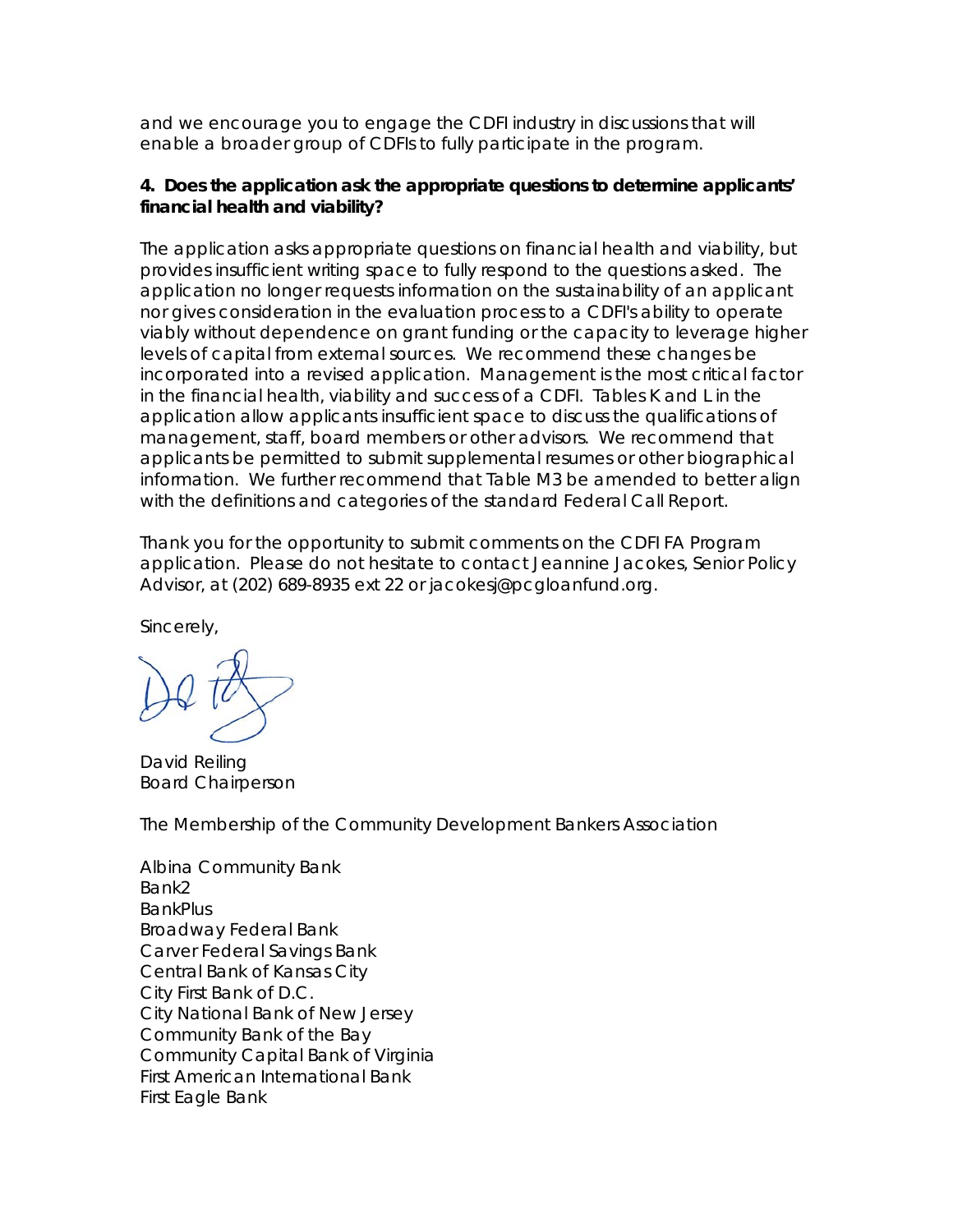and we encourage you to engage the CDFI industry in discussions that will enable a broader group of CDFIs to fully participate in the program.

**4. Does the application ask the appropriate questions to determine applicants' financial health and viability?**

The application asks appropriate questions on financial health and viability, but provides insufficient writing space to fully respond to the questions asked. The application no longer requests information on the sustainability of an applicant nor gives consideration in the evaluation process to a CDFI's ability to operate viably without dependence on grant funding or the capacity to leverage higher levels of capital from external sources. We recommend these changes be incorporated into a revised application. Management is the most critical factor in the financial health, viability and success of a CDFI. Tables K and L in the application allow applicants insufficient space to discuss the qualifications of management, staff, board members or other advisors. We recommend that applicants be permitted to submit supplemental resumes or other biographical information. We further recommend that Table M3 be amended to better align with the definitions and categories of the standard Federal Call Report.

Thank you for the opportunity to submit comments on the CDFI FA Program application. Please do not hesitate to contact Jeannine Jacokes, Senior Policy Advisor, at (202) 689-8935 ext 22 or jacokesj@pcgloanfund.org.

Sincerely,

David Reiling
Board Chairperson

The Membership of the Community Development Bankers Association

Albina Community Bank
Bank2
BankPlus
Broadway Federal Bank
Carver Federal Savings Bank
Central Bank of Kansas City
City First Bank of D.C.
City National Bank of New Jersey
Community Bank of the Bay
Community Capital Bank of Virginia
First American International Bank
First Eagle Bank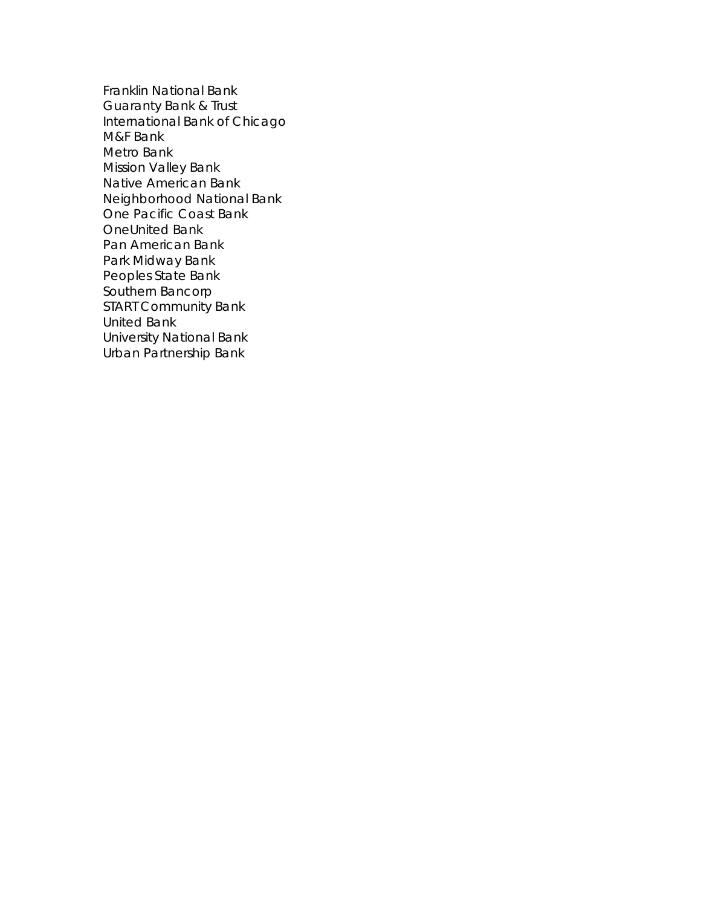Franklin National Bank
Guaranty Bank & Trust
International Bank of Chicago
M&F Bank
Metro Bank
Mission Valley Bank
Native American Bank
Neighborhood National Bank
One Pacific Coast Bank
OneUnited Bank
Pan American Bank
Park Midway Bank
Peoples State Bank
Southern Bancorp
START Community Bank
United Bank
University National Bank
Urban Partnership Bank